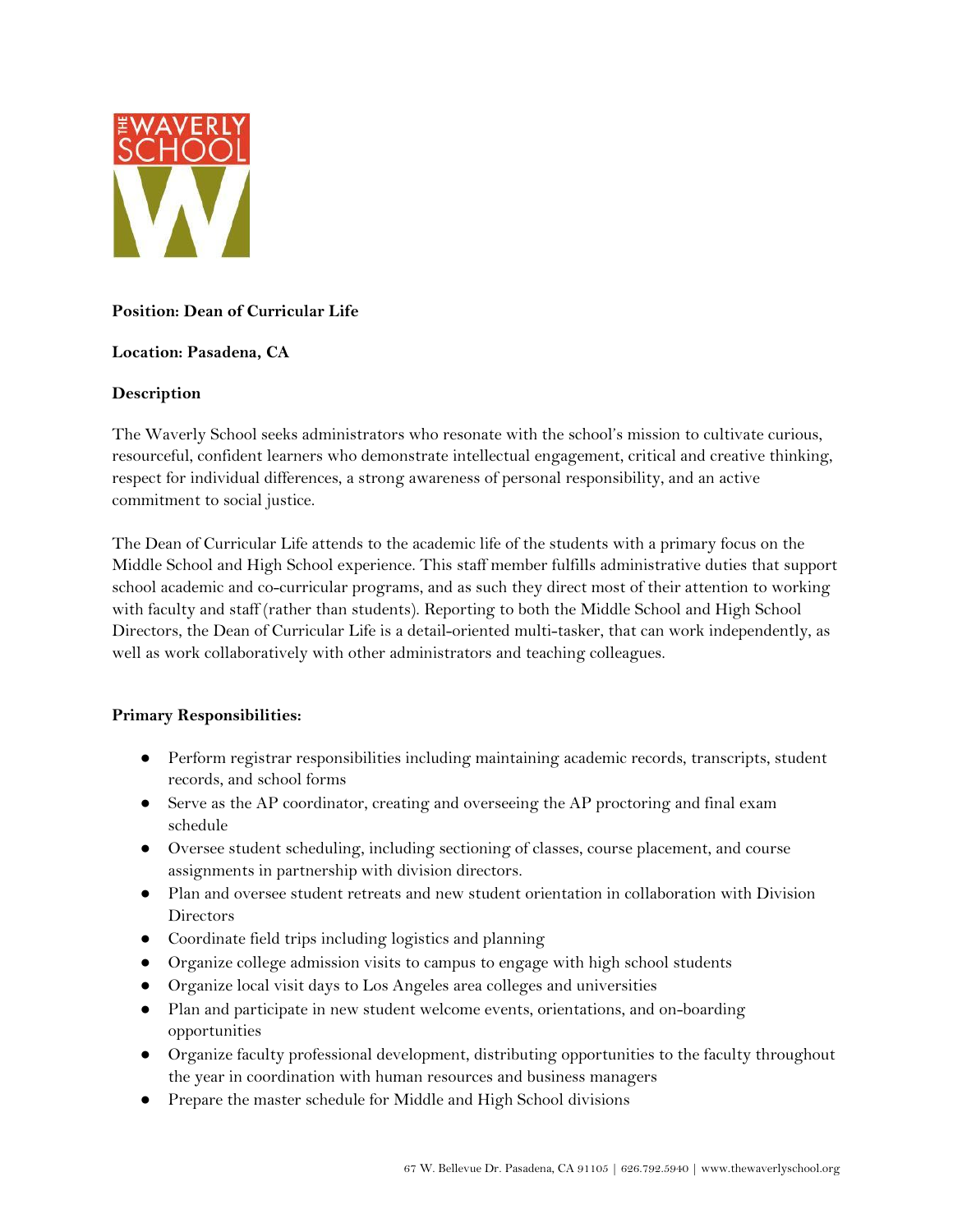**Position: Dean of Curricular Life**

**Location: Pasadena, CA**

**Description**

The Waverly School seeks administrators who resonate with the school's mission to cultivate curious, resourceful, confident learners who demonstrate intellectual engagement, critical and creative thinking, respect for individual differences, a strong awareness of personal responsibility, and an active commitment to social justice.

The Dean of Curricular Life attends to the academic life of the students with a primary focus on the Middle School and High School experience. This staff member fulfills administrative duties that support school academic and co-curricular programs, and as such they direct most of their attention to working with faculty and staff (rather than students). Reporting to both the Middle School and High School Directors, the Dean of Curricular Life is a detail-oriented multi-tasker, that can work independently, as well as work collaboratively with other administrators and teaching colleagues.

**Primary Responsibilities:**

- Perform registrar responsibilities including maintaining academic records, transcripts, student records, and school forms
- Serve as the AP coordinator, creating and overseeing the AP proctoring and final exam schedule
- Oversee student scheduling, including sectioning of classes, course placement, and course assignments in partnership with division directors.
- Plan and oversee student retreats and new student orientation in collaboration with Division Directors
- Coordinate field trips including logistics and planning
- Organize college admission visits to campus to engage with high school students
- Organize local visit days to Los Angeles area colleges and universities
- Plan and participate in new student welcome events, orientations, and on-boarding opportunities
- Organize faculty professional development, distributing opportunities to the faculty throughout the year in coordination with human resources and business managers
- Prepare the master schedule for Middle and High School divisions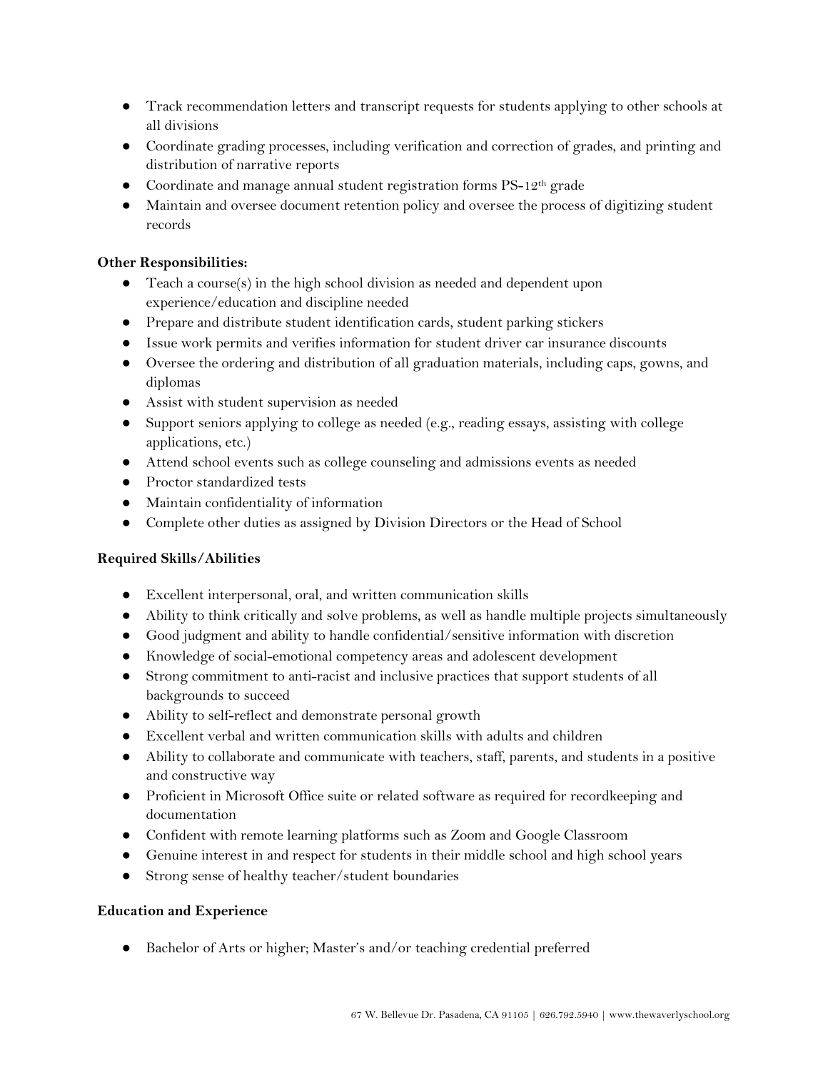- Track recommendation letters and transcript requests for students applying to other schools at all divisions
- Coordinate grading processes, including verification and correction of grades, and printing and distribution of narrative reports
- Coordinate and manage annual student registration forms PS-12th grade
- Maintain and oversee document retention policy and oversee the process of digitizing student records

**Other Responsibilities:**

- Teach a course(s) in the high school division as needed and dependent upon experience/education and discipline needed
- Prepare and distribute student identification cards, student parking stickers
- Issue work permits and verifies information for student driver car insurance discounts
- Oversee the ordering and distribution of all graduation materials, including caps, gowns, and diplomas
- Assist with student supervision as needed
- Support seniors applying to college as needed (e.g., reading essays, assisting with college applications, etc.)
- Attend school events such as college counseling and admissions events as needed
- Proctor standardized tests
- Maintain confidentiality of information
- Complete other duties as assigned by Division Directors or the Head of School

**Required Skills/Abilities**

- Excellent interpersonal, oral, and written communication skills
- Ability to think critically and solve problems, as well as handle multiple projects simultaneously
- Good judgment and ability to handle confidential/sensitive information with discretion
- Knowledge of social-emotional competency areas and adolescent development
- Strong commitment to anti-racist and inclusive practices that support students of all backgrounds to succeed
- Ability to self-reflect and demonstrate personal growth
- Excellent verbal and written communication skills with adults and children
- Ability to collaborate and communicate with teachers, staff, parents, and students in a positive and constructive way
- Proficient in Microsoft Office suite or related software as required for recordkeeping and documentation
- Confident with remote learning platforms such as Zoom and Google Classroom
- Genuine interest in and respect for students in their middle school and high school years
- Strong sense of healthy teacher/student boundaries

**Education and Experience**

- Bachelor of Arts or higher; Master's and/or teaching credential preferred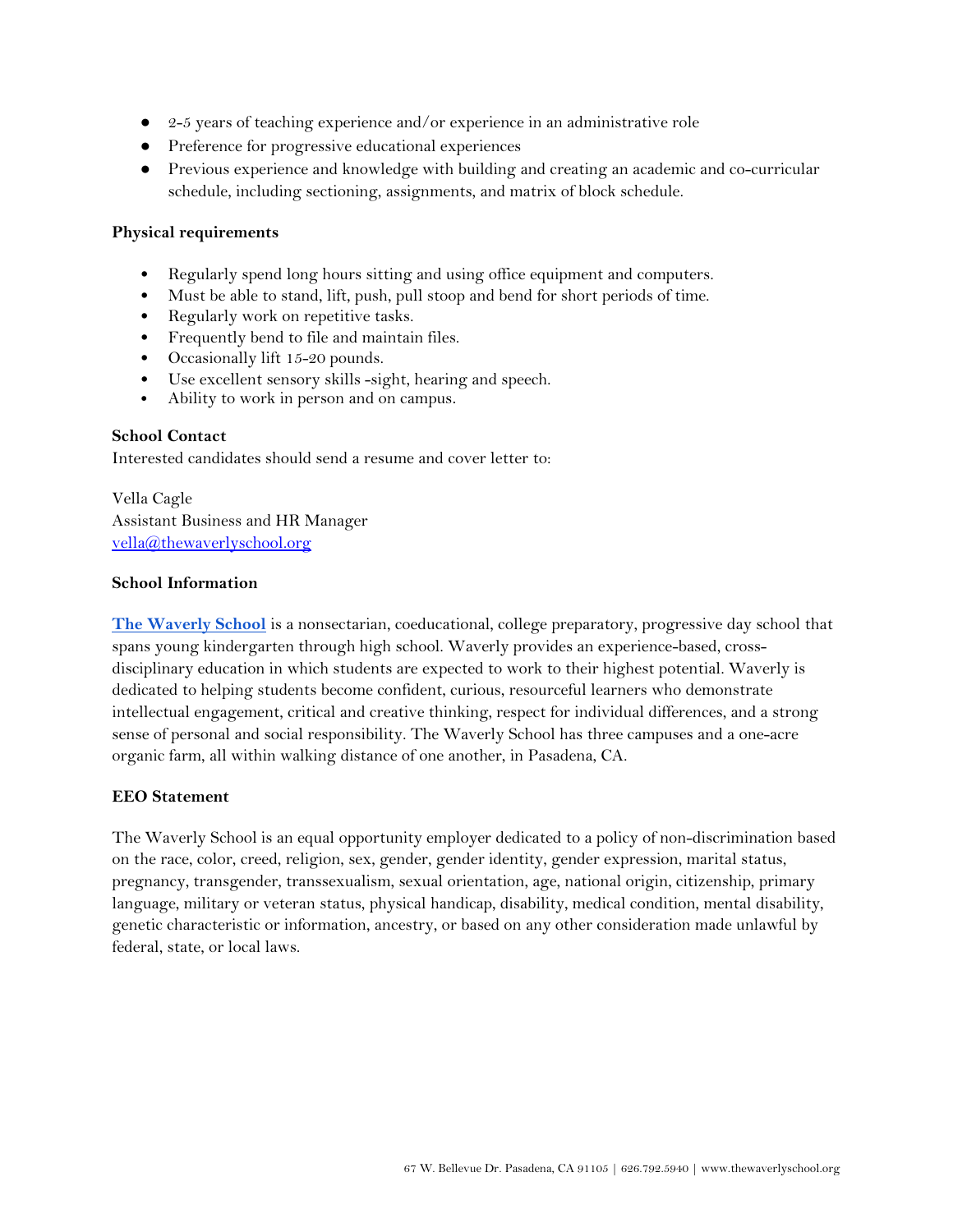- 2-5 years of teaching experience and/or experience in an administrative role
- Preference for progressive educational experiences
- Previous experience and knowledge with building and creating an academic and co-curricular schedule, including sectioning, assignments, and matrix of block schedule.

**Physical requirements**

- Regularly spend long hours sitting and using office equipment and computers.
- Must be able to stand, lift, push, pull stoop and bend for short periods of time.
- Regularly work on repetitive tasks.
- Frequently bend to file and maintain files.
- Occasionally lift 15-20 pounds.
- Use excellent sensory skills -sight, hearing and speech.
- Ability to work in person and on campus.

**School Contact**

Interested candidates should send a resume and cover letter to:

Vella Cagle
Assistant Business and HR Manager
vella@thewaverlyschool.org

**School Information**

**The Waverly School** is a nonsectarian, coeducational, college preparatory, progressive day school that spans young kindergarten through high school. Waverly provides an experience-based, cross-disciplinary education in which students are expected to work to their highest potential. Waverly is dedicated to helping students become confident, curious, resourceful learners who demonstrate intellectual engagement, critical and creative thinking, respect for individual differences, and a strong sense of personal and social responsibility. The Waverly School has three campuses and a one-acre organic farm, all within walking distance of one another, in Pasadena, CA.

**EEO Statement**

The Waverly School is an equal opportunity employer dedicated to a policy of non-discrimination based on the race, color, creed, religion, sex, gender, gender identity, gender expression, marital status, pregnancy, transgender, transsexualism, sexual orientation, age, national origin, citizenship, primary language, military or veteran status, physical handicap, disability, medical condition, mental disability, genetic characteristic or information, ancestry, or based on any other consideration made unlawful by federal, state, or local laws.